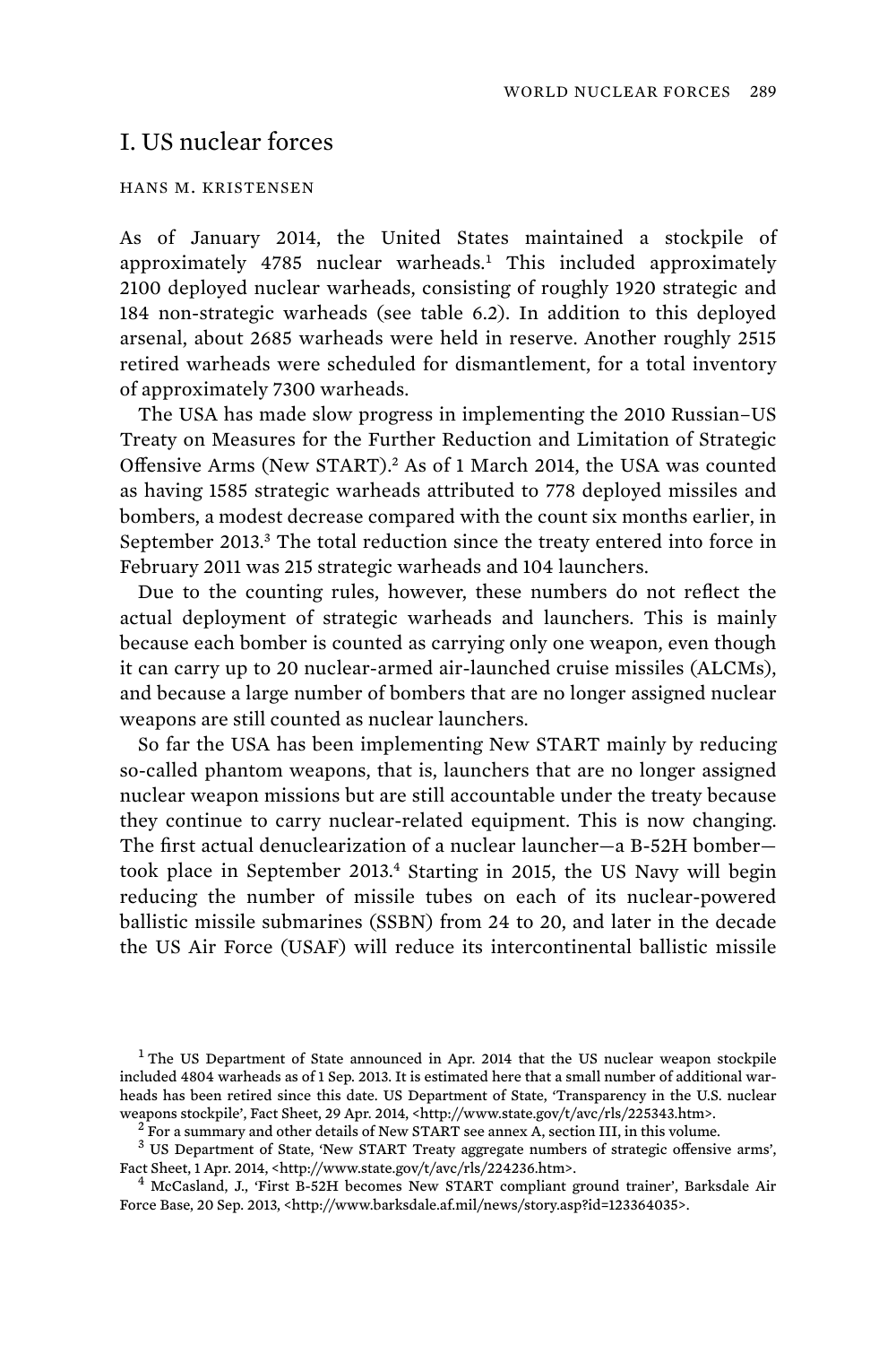# I. US nuclear forces

HANS M. KRISTENSEN

As of January 2014, the United States maintained a stockpile of approximately 4785 nuclear warheads.[1] This included approximately 2100 deployed nuclear warheads, consisting of roughly 1920 strategic and 184 non-strategic warheads (see table 6.2). In addition to this deployed arsenal, about 2685 warheads were held in reserve. Another roughly 2515 retired warheads were scheduled for dismantlement, for a total inventory of approximately 7300 warheads.

The USA has made slow progress in implementing the 2010 Russian–US Treaty on Measures for the Further Reduction and Limitation of Strategic Offensive Arms (New START).[2] As of 1 March 2014, the USA was counted as having 1585 strategic warheads attributed to 778 deployed missiles and bombers, a modest decrease compared with the count six months earlier, in September 2013.[3] The total reduction since the treaty entered into force in February 2011 was 215 strategic warheads and 104 launchers.

Due to the counting rules, however, these numbers do not reflect the actual deployment of strategic warheads and launchers. This is mainly because each bomber is counted as carrying only one weapon, even though it can carry up to 20 nuclear-armed air-launched cruise missiles (ALCMs), and because a large number of bombers that are no longer assigned nuclear weapons are still counted as nuclear launchers.

So far the USA has been implementing New START mainly by reducing so-called phantom weapons, that is, launchers that are no longer assigned nuclear weapon missions but are still accountable under the treaty because they continue to carry nuclear-related equipment. This is now changing. The first actual denuclearization of a nuclear launcher—a B-52H bomber—took place in September 2013.[4] Starting in 2015, the US Navy will begin reducing the number of missile tubes on each of its nuclear-powered ballistic missile submarines (SSBN) from 24 to 20, and later in the decade the US Air Force (USAF) will reduce its intercontinental ballistic missile

[1] The US Department of State announced in Apr. 2014 that the US nuclear weapon stockpile included 4804 warheads as of 1 Sep. 2013. It is estimated here that a small number of additional warheads has been retired since this date. US Department of State, 'Transparency in the U.S. nuclear weapons stockpile', Fact Sheet, 29 Apr. 2014, <http://www.state.gov/t/avc/rls/225343.htm>.

[2] For a summary and other details of New START see annex A, section III, in this volume.

[3] US Department of State, 'New START Treaty aggregate numbers of strategic offensive arms', Fact Sheet, 1 Apr. 2014, <http://www.state.gov/t/avc/rls/224236.htm>.

[4] McCasland, J., 'First B-52H becomes New START compliant ground trainer', Barksdale Air Force Base, 20 Sep. 2013, <http://www.barksdale.af.mil/news/story.asp?id=123364035>.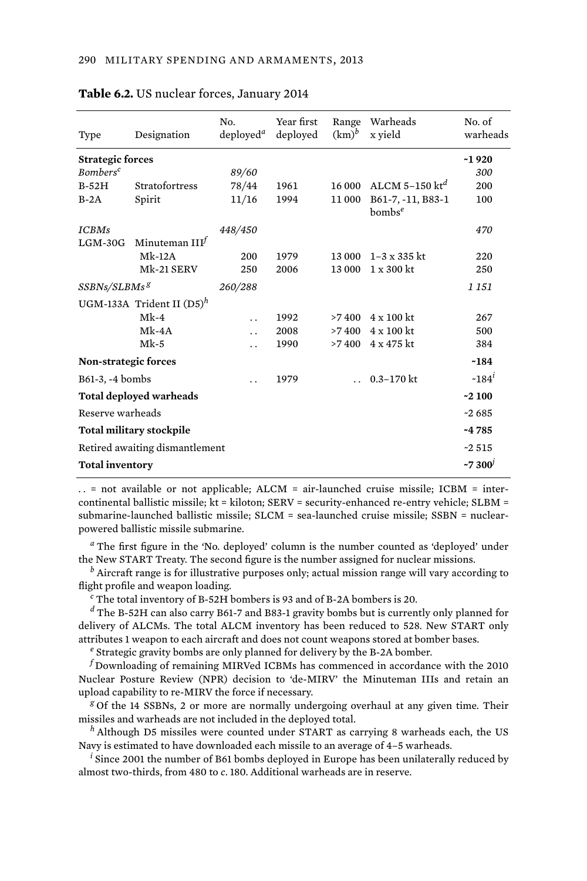**Table 6.2.** US nuclear forces, January 2014

| Type | Designation | No. deployed[a] | Year first deployed | Range (km)[b] | Warheads x yield | No. of warheads |
|---|---|---|---|---|---|---|
| **Strategic forces** | | | | | | **~1 920** |
| *Bombers*[c] | | *89/60* | | | | *300* |
| B-52H | Stratofortress | 78/44 | 1961 | 16 000 | ALCM 5–150 kt[d] | 200 |
| B-2A | Spirit | 11/16 | 1994 | 11 000 | B61-7, -11, B83-1 bombs[e] | 100 |
| *ICBMs* | | *448/450* | | | | *470* |
| LGM-30G | Minuteman III[f] | | | | | |
| | Mk-12A | 200 | 1979 | 13 000 | 1–3 x 335 kt | 220 |
| | Mk-21 SERV | 250 | 2006 | 13 000 | 1 x 300 kt | 250 |
| *SSBNs/SLBMs*[g] | | *260/288* | | | | *1 151* |
| UGM-133A | Trident II (D5)[h] | | | | | |
| | Mk-4 | . . | 1992 | >7 400 | 4 x 100 kt | 267 |
| | Mk-4A | . . | 2008 | >7 400 | 4 x 100 kt | 500 |
| | Mk-5 | . . | 1990 | >7 400 | 4 x 475 kt | 384 |
| **Non-strategic forces** | | | | | | **~184** |
| B61-3, -4 bombs | | . . | 1979 | . . | 0.3–170 kt | ~184[i] |
| **Total deployed warheads** | | | | | | **~2 100** |
| Reserve warheads | | | | | | ~2 685 |
| **Total military stockpile** | | | | | | **~4 785** |
| Retired awaiting dismantlement | | | | | | ~2 515 |
| **Total inventory** | | | | | | **~7 300**[j] |

. . = not available or not applicable; ALCM = air-launched cruise missile; ICBM = intercontinental ballistic missile; kt = kiloton; SERV = security-enhanced re-entry vehicle; SLBM = submarine-launched ballistic missile; SLCM = sea-launched cruise missile; SSBN = nuclear-powered ballistic missile submarine.

[a] The first figure in the 'No. deployed' column is the number counted as 'deployed' under the New START Treaty. The second figure is the number assigned for nuclear missions.

[b] Aircraft range is for illustrative purposes only; actual mission range will vary according to flight profile and weapon loading.

[c] The total inventory of B-52H bombers is 93 and of B-2A bombers is 20.

[d] The B-52H can also carry B61-7 and B83-1 gravity bombs but is currently only planned for delivery of ALCMs. The total ALCM inventory has been reduced to 528. New START only attributes 1 weapon to each aircraft and does not count weapons stored at bomber bases.

[e] Strategic gravity bombs are only planned for delivery by the B-2A bomber.

[f] Downloading of remaining MIRVed ICBMs has commenced in accordance with the 2010 Nuclear Posture Review (NPR) decision to 'de-MIRV' the Minuteman IIIs and retain an upload capability to re-MIRV the force if necessary.

[g] Of the 14 SSBNs, 2 or more are normally undergoing overhaul at any given time. Their missiles and warheads are not included in the deployed total.

[h] Although D5 missiles were counted under START as carrying 8 warheads each, the US Navy is estimated to have downloaded each missile to an average of 4–5 warheads.

[i] Since 2001 the number of B61 bombs deployed in Europe has been unilaterally reduced by almost two-thirds, from 480 to *c*. 180. Additional warheads are in reserve.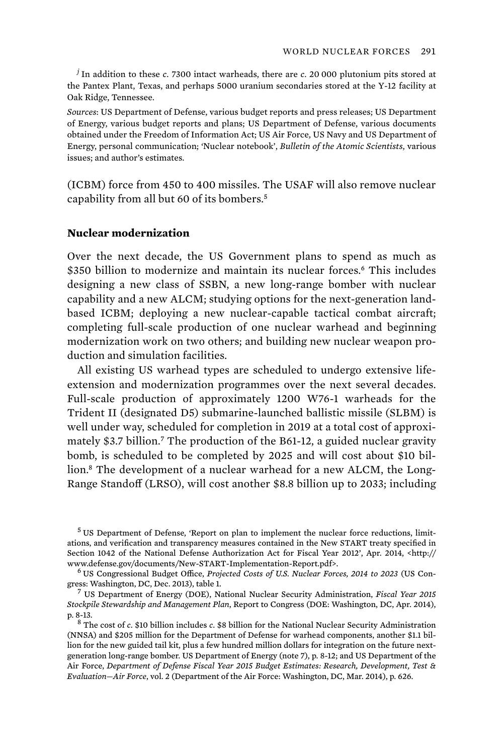[j] In addition to these *c.* 7300 intact warheads, there are *c.* 20 000 plutonium pits stored at the Pantex Plant, Texas, and perhaps 5000 uranium secondaries stored at the Y-12 facility at Oak Ridge, Tennessee.

*Sources*: US Department of Defense, various budget reports and press releases; US Department of Energy, various budget reports and plans; US Department of Defense, various documents obtained under the Freedom of Information Act; US Air Force, US Navy and US Department of Energy, personal communication; 'Nuclear notebook', *Bulletin of the Atomic Scientists*, various issues; and author's estimates.

(ICBM) force from 450 to 400 missiles. The USAF will also remove nuclear capability from all but 60 of its bombers.[5]

### Nuclear modernization

Over the next decade, the US Government plans to spend as much as \$350 billion to modernize and maintain its nuclear forces.[6] This includes designing a new class of SSBN, a new long-range bomber with nuclear capability and a new ALCM; studying options for the next-generation land-based ICBM; deploying a new nuclear-capable tactical combat aircraft; completing full-scale production of one nuclear warhead and beginning modernization work on two others; and building new nuclear weapon production and simulation facilities.

All existing US warhead types are scheduled to undergo extensive life-extension and modernization programmes over the next several decades. Full-scale production of approximately 1200 W76-1 warheads for the Trident II (designated D5) submarine-launched ballistic missile (SLBM) is well under way, scheduled for completion in 2019 at a total cost of approximately \$3.7 billion.[7] The production of the B61-12, a guided nuclear gravity bomb, is scheduled to be completed by 2025 and will cost about \$10 billion.[8] The development of a nuclear warhead for a new ALCM, the Long-Range Standoff (LRSO), will cost another \$8.8 billion up to 2033; including

[5] US Department of Defense, 'Report on plan to implement the nuclear force reductions, limitations, and verification and transparency measures contained in the New START treaty specified in Section 1042 of the National Defense Authorization Act for Fiscal Year 2012', Apr. 2014, <http://www.defense.gov/documents/New-START-Implementation-Report.pdf>.

[6] US Congressional Budget Office, *Projected Costs of U.S. Nuclear Forces, 2014 to 2023* (US Congress: Washington, DC, Dec. 2013), table 1.

[7] US Department of Energy (DOE), National Nuclear Security Administration, *Fiscal Year 2015 Stockpile Stewardship and Management Plan*, Report to Congress (DOE: Washington, DC, Apr. 2014), p. 8-13.

[8] The cost of *c.* \$10 billion includes *c.* \$8 billion for the National Nuclear Security Administration (NNSA) and \$205 million for the Department of Defense for warhead components, another \$1.1 billion for the new guided tail kit, plus a few hundred million dollars for integration on the future next-generation long-range bomber. US Department of Energy (note 7), p. 8-12; and US Department of the Air Force, *Department of Defense Fiscal Year 2015 Budget Estimates: Research, Development, Test & Evaluation—Air Force*, vol. 2 (Department of the Air Force: Washington, DC, Mar. 2014), p. 626.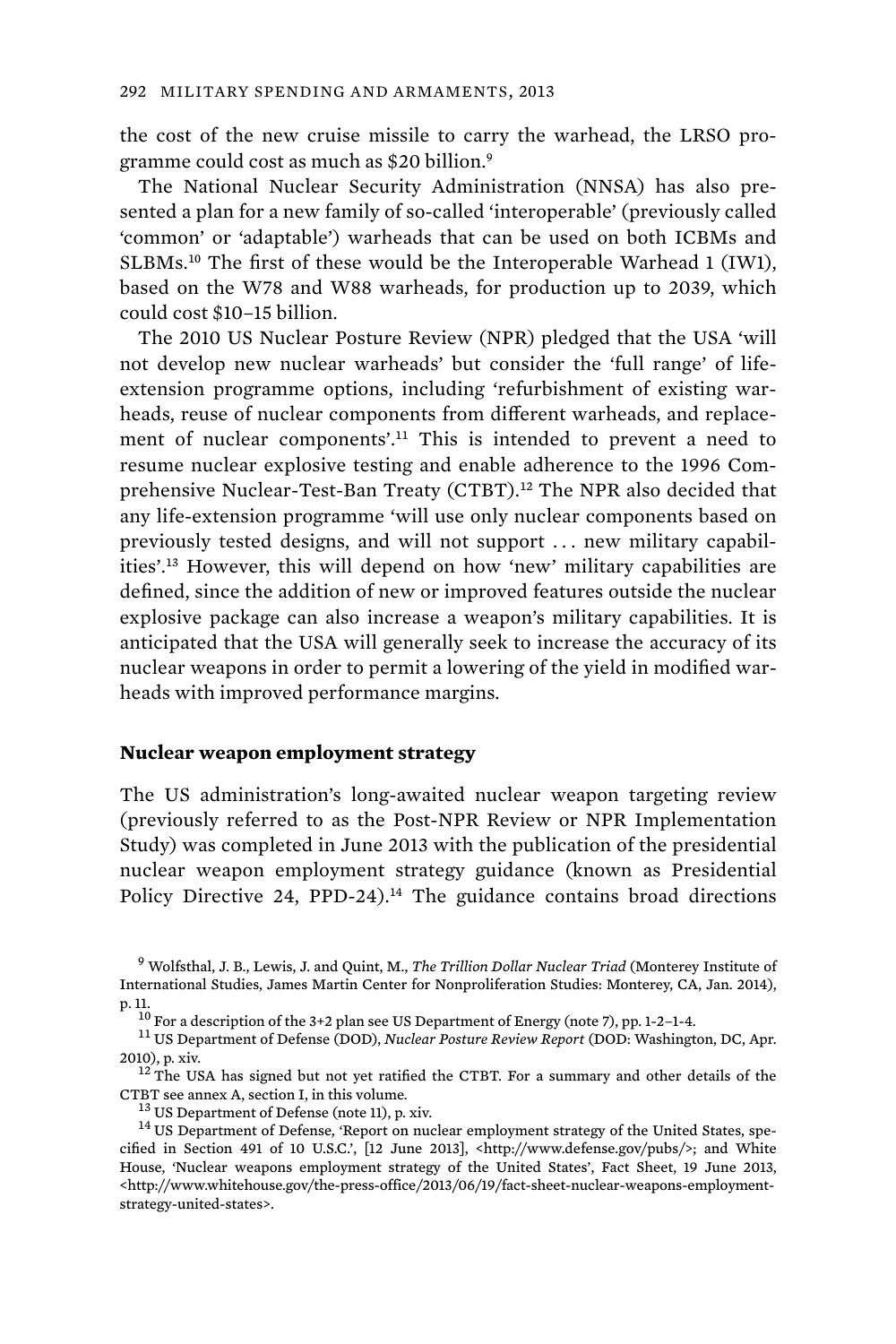the cost of the new cruise missile to carry the warhead, the LRSO programme could cost as much as $20 billion.[9]

The National Nuclear Security Administration (NNSA) has also presented a plan for a new family of so-called 'interoperable' (previously called 'common' or 'adaptable') warheads that can be used on both ICBMs and SLBMs.[10] The first of these would be the Interoperable Warhead 1 (IW1), based on the W78 and W88 warheads, for production up to 2039, which could cost $10–15 billion.

The 2010 US Nuclear Posture Review (NPR) pledged that the USA 'will not develop new nuclear warheads' but consider the 'full range' of life-extension programme options, including 'refurbishment of existing warheads, reuse of nuclear components from different warheads, and replacement of nuclear components'.[11] This is intended to prevent a need to resume nuclear explosive testing and enable adherence to the 1996 Comprehensive Nuclear-Test-Ban Treaty (CTBT).[12] The NPR also decided that any life-extension programme 'will use only nuclear components based on previously tested designs, and will not support . . . new military capabilities'.[13] However, this will depend on how 'new' military capabilities are defined, since the addition of new or improved features outside the nuclear explosive package can also increase a weapon's military capabilities. It is anticipated that the USA will generally seek to increase the accuracy of its nuclear weapons in order to permit a lowering of the yield in modified warheads with improved performance margins.

### Nuclear weapon employment strategy

The US administration's long-awaited nuclear weapon targeting review (previously referred to as the Post-NPR Review or NPR Implementation Study) was completed in June 2013 with the publication of the presidential nuclear weapon employment strategy guidance (known as Presidential Policy Directive 24, PPD-24).[14] The guidance contains broad directions

---

[9] Wolfsthal, J. B., Lewis, J. and Quint, M., *The Trillion Dollar Nuclear Triad* (Monterey Institute of International Studies, James Martin Center for Nonproliferation Studies: Monterey, CA, Jan. 2014), p. 11.

[10] For a description of the 3+2 plan see US Department of Energy (note 7), pp. 1-2–1-4.

[11] US Department of Defense (DOD), *Nuclear Posture Review Report* (DOD: Washington, DC, Apr. 2010), p. xiv.

[12] The USA has signed but not yet ratified the CTBT. For a summary and other details of the CTBT see annex A, section I, in this volume.

[13] US Department of Defense (note 11), p. xiv.

[14] US Department of Defense, 'Report on nuclear employment strategy of the United States, specified in Section 491 of 10 U.S.C.', [12 June 2013], <http://www.defense.gov/pubs/>; and White House, 'Nuclear weapons employment strategy of the United States', Fact Sheet, 19 June 2013, <http://www.whitehouse.gov/the-press-office/2013/06/19/fact-sheet-nuclear-weapons-employment-strategy-united-states>.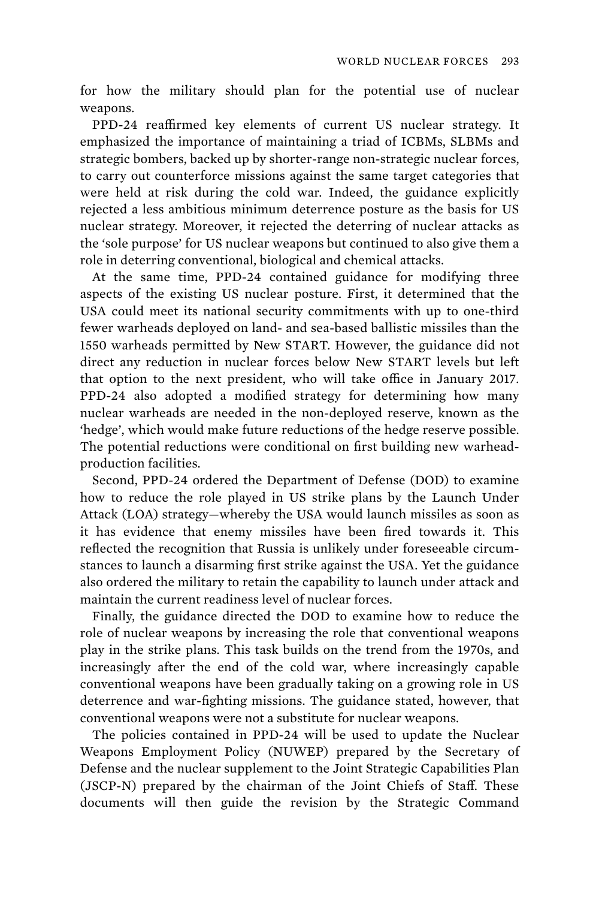for how the military should plan for the potential use of nuclear weapons.

PPD-24 reaffirmed key elements of current US nuclear strategy. It emphasized the importance of maintaining a triad of ICBMs, SLBMs and strategic bombers, backed up by shorter-range non-strategic nuclear forces, to carry out counterforce missions against the same target categories that were held at risk during the cold war. Indeed, the guidance explicitly rejected a less ambitious minimum deterrence posture as the basis for US nuclear strategy. Moreover, it rejected the deterring of nuclear attacks as the 'sole purpose' for US nuclear weapons but continued to also give them a role in deterring conventional, biological and chemical attacks.

At the same time, PPD-24 contained guidance for modifying three aspects of the existing US nuclear posture. First, it determined that the USA could meet its national security commitments with up to one-third fewer warheads deployed on land- and sea-based ballistic missiles than the 1550 warheads permitted by New START. However, the guidance did not direct any reduction in nuclear forces below New START levels but left that option to the next president, who will take office in January 2017. PPD-24 also adopted a modified strategy for determining how many nuclear warheads are needed in the non-deployed reserve, known as the 'hedge', which would make future reductions of the hedge reserve possible. The potential reductions were conditional on first building new warhead-production facilities.

Second, PPD-24 ordered the Department of Defense (DOD) to examine how to reduce the role played in US strike plans by the Launch Under Attack (LOA) strategy—whereby the USA would launch missiles as soon as it has evidence that enemy missiles have been fired towards it. This reflected the recognition that Russia is unlikely under foreseeable circumstances to launch a disarming first strike against the USA. Yet the guidance also ordered the military to retain the capability to launch under attack and maintain the current readiness level of nuclear forces.

Finally, the guidance directed the DOD to examine how to reduce the role of nuclear weapons by increasing the role that conventional weapons play in the strike plans. This task builds on the trend from the 1970s, and increasingly after the end of the cold war, where increasingly capable conventional weapons have been gradually taking on a growing role in US deterrence and war-fighting missions. The guidance stated, however, that conventional weapons were not a substitute for nuclear weapons.

The policies contained in PPD-24 will be used to update the Nuclear Weapons Employment Policy (NUWEP) prepared by the Secretary of Defense and the nuclear supplement to the Joint Strategic Capabilities Plan (JSCP-N) prepared by the chairman of the Joint Chiefs of Staff. These documents will then guide the revision by the Strategic Command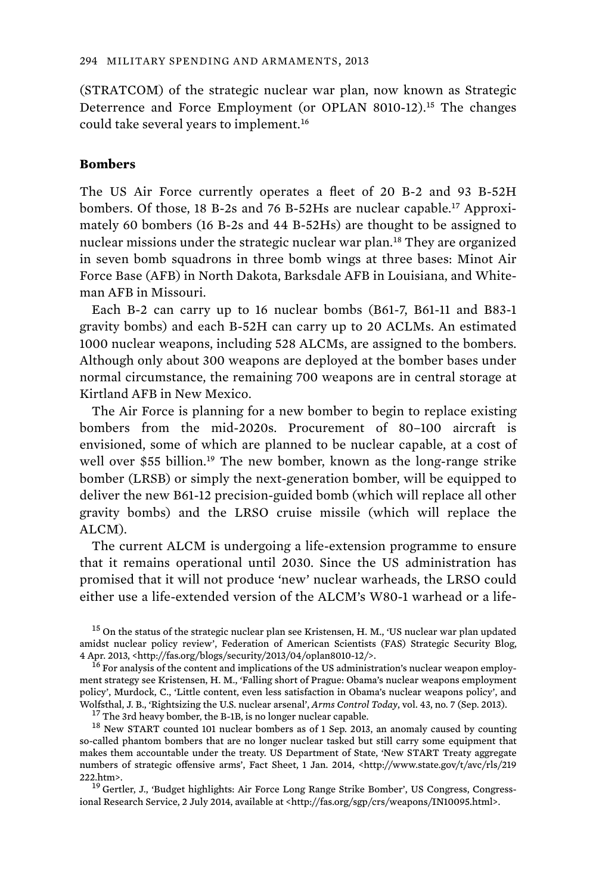(STRATCOM) of the strategic nuclear war plan, now known as Strategic Deterrence and Force Employment (or OPLAN 8010-12).[15] The changes could take several years to implement.[16]

### Bombers

The US Air Force currently operates a fleet of 20 B-2 and 93 B-52H bombers. Of those, 18 B-2s and 76 B-52Hs are nuclear capable.[17] Approximately 60 bombers (16 B-2s and 44 B-52Hs) are thought to be assigned to nuclear missions under the strategic nuclear war plan.[18] They are organized in seven bomb squadrons in three bomb wings at three bases: Minot Air Force Base (AFB) in North Dakota, Barksdale AFB in Louisiana, and Whiteman AFB in Missouri.

Each B-2 can carry up to 16 nuclear bombs (B61-7, B61-11 and B83-1 gravity bombs) and each B-52H can carry up to 20 ACLMs. An estimated 1000 nuclear weapons, including 528 ALCMs, are assigned to the bombers. Although only about 300 weapons are deployed at the bomber bases under normal circumstance, the remaining 700 weapons are in central storage at Kirtland AFB in New Mexico.

The Air Force is planning for a new bomber to begin to replace existing bombers from the mid-2020s. Procurement of 80–100 aircraft is envisioned, some of which are planned to be nuclear capable, at a cost of well over $55 billion.[19] The new bomber, known as the long-range strike bomber (LRSB) or simply the next-generation bomber, will be equipped to deliver the new B61-12 precision-guided bomb (which will replace all other gravity bombs) and the LRSO cruise missile (which will replace the ALCM).

The current ALCM is undergoing a life-extension programme to ensure that it remains operational until 2030. Since the US administration has promised that it will not produce 'new' nuclear warheads, the LRSO could either use a life-extended version of the ALCM's W80-1 warhead or a life-

---

[15] On the status of the strategic nuclear plan see Kristensen, H. M., 'US nuclear war plan updated amidst nuclear policy review', Federation of American Scientists (FAS) Strategic Security Blog, 4 Apr. 2013, <http://fas.org/blogs/security/2013/04/oplan8010-12/>.

[16] For analysis of the content and implications of the US administration's nuclear weapon employment strategy see Kristensen, H. M., 'Falling short of Prague: Obama's nuclear weapons employment policy', Murdock, C., 'Little content, even less satisfaction in Obama's nuclear weapons policy', and Wolfsthal, J. B., 'Rightsizing the U.S. nuclear arsenal', *Arms Control Today*, vol. 43, no. 7 (Sep. 2013).

[17] The 3rd heavy bomber, the B-1B, is no longer nuclear capable.

[18] New START counted 101 nuclear bombers as of 1 Sep. 2013, an anomaly caused by counting so-called phantom bombers that are no longer nuclear tasked but still carry some equipment that makes them accountable under the treaty. US Department of State, 'New START Treaty aggregate numbers of strategic offensive arms', Fact Sheet, 1 Jan. 2014, <http://www.state.gov/t/avc/rls/219222.htm>.

[19] Gertler, J., 'Budget highlights: Air Force Long Range Strike Bomber', US Congress, Congressional Research Service, 2 July 2014, available at <http://fas.org/sgp/crs/weapons/IN10095.html>.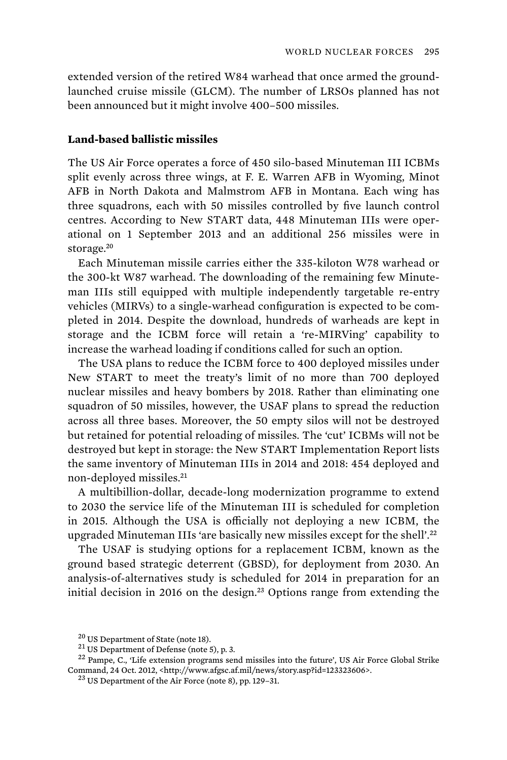extended version of the retired W84 warhead that once armed the ground-launched cruise missile (GLCM). The number of LRSOs planned has not been announced but it might involve 400–500 missiles.

**Land-based ballistic missiles**

The US Air Force operates a force of 450 silo-based Minuteman III ICBMs split evenly across three wings, at F. E. Warren AFB in Wyoming, Minot AFB in North Dakota and Malmstrom AFB in Montana. Each wing has three squadrons, each with 50 missiles controlled by five launch control centres. According to New START data, 448 Minuteman IIIs were operational on 1 September 2013 and an additional 256 missiles were in storage.[20]

Each Minuteman missile carries either the 335-kiloton W78 warhead or the 300-kt W87 warhead. The downloading of the remaining few Minuteman IIIs still equipped with multiple independently targetable re-entry vehicles (MIRVs) to a single-warhead configuration is expected to be completed in 2014. Despite the download, hundreds of warheads are kept in storage and the ICBM force will retain a 're-MIRVing' capability to increase the warhead loading if conditions called for such an option.

The USA plans to reduce the ICBM force to 400 deployed missiles under New START to meet the treaty's limit of no more than 700 deployed nuclear missiles and heavy bombers by 2018. Rather than eliminating one squadron of 50 missiles, however, the USAF plans to spread the reduction across all three bases. Moreover, the 50 empty silos will not be destroyed but retained for potential reloading of missiles. The 'cut' ICBMs will not be destroyed but kept in storage: the New START Implementation Report lists the same inventory of Minuteman IIIs in 2014 and 2018: 454 deployed and non-deployed missiles.[21]

A multibillion-dollar, decade-long modernization programme to extend to 2030 the service life of the Minuteman III is scheduled for completion in 2015. Although the USA is officially not deploying a new ICBM, the upgraded Minuteman IIIs 'are basically new missiles except for the shell'.[22]

The USAF is studying options for a replacement ICBM, known as the ground based strategic deterrent (GBSD), for deployment from 2030. An analysis-of-alternatives study is scheduled for 2014 in preparation for an initial decision in 2016 on the design.[23] Options range from extending the

[20] US Department of State (note 18).

[21] US Department of Defense (note 5), p. 3.

[22] Pampe, C., 'Life extension programs send missiles into the future', US Air Force Global Strike Command, 24 Oct. 2012, <http://www.afgsc.af.mil/news/story.asp?id=123323606>.

[23] US Department of the Air Force (note 8), pp. 129–31.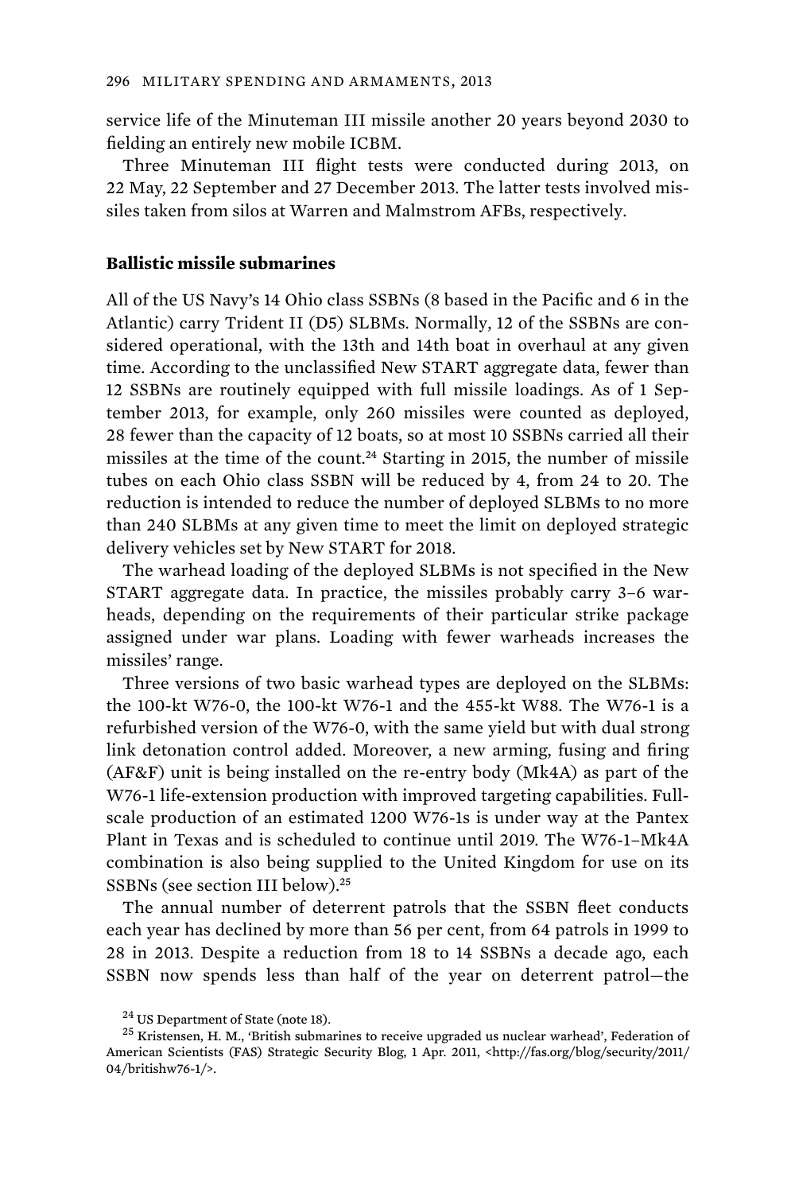service life of the Minuteman III missile another 20 years beyond 2030 to fielding an entirely new mobile ICBM.

Three Minuteman III flight tests were conducted during 2013, on 22 May, 22 September and 27 December 2013. The latter tests involved missiles taken from silos at Warren and Malmstrom AFBs, respectively.

## Ballistic missile submarines

All of the US Navy's 14 Ohio class SSBNs (8 based in the Pacific and 6 in the Atlantic) carry Trident II (D5) SLBMs. Normally, 12 of the SSBNs are considered operational, with the 13th and 14th boat in overhaul at any given time. According to the unclassified New START aggregate data, fewer than 12 SSBNs are routinely equipped with full missile loadings. As of 1 September 2013, for example, only 260 missiles were counted as deployed, 28 fewer than the capacity of 12 boats, so at most 10 SSBNs carried all their missiles at the time of the count.[24] Starting in 2015, the number of missile tubes on each Ohio class SSBN will be reduced by 4, from 24 to 20. The reduction is intended to reduce the number of deployed SLBMs to no more than 240 SLBMs at any given time to meet the limit on deployed strategic delivery vehicles set by New START for 2018.

The warhead loading of the deployed SLBMs is not specified in the New START aggregate data. In practice, the missiles probably carry 3–6 warheads, depending on the requirements of their particular strike package assigned under war plans. Loading with fewer warheads increases the missiles' range.

Three versions of two basic warhead types are deployed on the SLBMs: the 100-kt W76-0, the 100-kt W76-1 and the 455-kt W88. The W76-1 is a refurbished version of the W76-0, with the same yield but with dual strong link detonation control added. Moreover, a new arming, fusing and firing (AF&F) unit is being installed on the re-entry body (Mk4A) as part of the W76-1 life-extension production with improved targeting capabilities. Full-scale production of an estimated 1200 W76-1s is under way at the Pantex Plant in Texas and is scheduled to continue until 2019. The W76-1–Mk4A combination is also being supplied to the United Kingdom for use on its SSBNs (see section III below).[25]

The annual number of deterrent patrols that the SSBN fleet conducts each year has declined by more than 56 per cent, from 64 patrols in 1999 to 28 in 2013. Despite a reduction from 18 to 14 SSBNs a decade ago, each SSBN now spends less than half of the year on deterrent patrol—the

[24] US Department of State (note 18).

[25] Kristensen, H. M., 'British submarines to receive upgraded us nuclear warhead', Federation of American Scientists (FAS) Strategic Security Blog, 1 Apr. 2011, <http://fas.org/blog/security/2011/04/britishw76-1/>.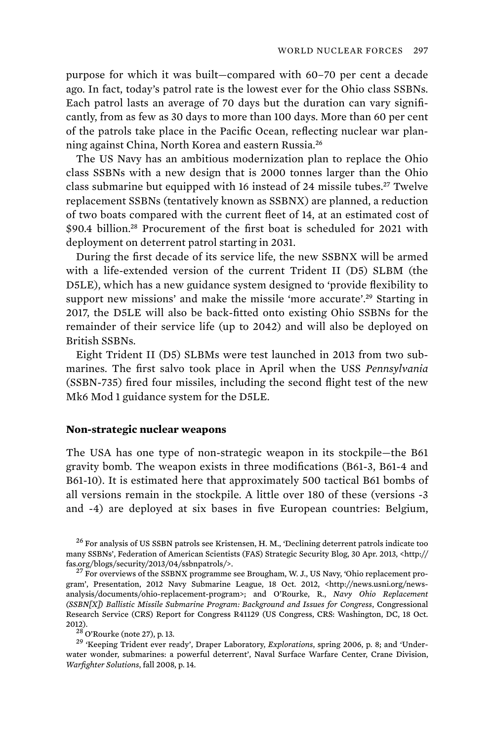purpose for which it was built—compared with 60–70 per cent a decade ago. In fact, today's patrol rate is the lowest ever for the Ohio class SSBNs. Each patrol lasts an average of 70 days but the duration can vary significantly, from as few as 30 days to more than 100 days. More than 60 per cent of the patrols take place in the Pacific Ocean, reflecting nuclear war planning against China, North Korea and eastern Russia.[26]

The US Navy has an ambitious modernization plan to replace the Ohio class SSBNs with a new design that is 2000 tonnes larger than the Ohio class submarine but equipped with 16 instead of 24 missile tubes.[27] Twelve replacement SSBNs (tentatively known as SSBNX) are planned, a reduction of two boats compared with the current fleet of 14, at an estimated cost of $90.4 billion.[28] Procurement of the first boat is scheduled for 2021 with deployment on deterrent patrol starting in 2031.

During the first decade of its service life, the new SSBNX will be armed with a life-extended version of the current Trident II (D5) SLBM (the D5LE), which has a new guidance system designed to 'provide flexibility to support new missions' and make the missile 'more accurate'.[29] Starting in 2017, the D5LE will also be back-fitted onto existing Ohio SSBNs for the remainder of their service life (up to 2042) and will also be deployed on British SSBNs.

Eight Trident II (D5) SLBMs were test launched in 2013 from two submarines. The first salvo took place in April when the USS *Pennsylvania* (SSBN-735) fired four missiles, including the second flight test of the new Mk6 Mod 1 guidance system for the D5LE.

**Non-strategic nuclear weapons**

The USA has one type of non-strategic weapon in its stockpile—the B61 gravity bomb. The weapon exists in three modifications (B61-3, B61-4 and B61-10). It is estimated here that approximately 500 tactical B61 bombs of all versions remain in the stockpile. A little over 180 of these (versions -3 and -4) are deployed at six bases in five European countries: Belgium,

[26] For analysis of US SSBN patrols see Kristensen, H. M., 'Declining deterrent patrols indicate too many SSBNs', Federation of American Scientists (FAS) Strategic Security Blog, 30 Apr. 2013, <http://fas.org/blogs/security/2013/04/ssbnpatrols/>.

[27] For overviews of the SSBNX programme see Brougham, W. J., US Navy, 'Ohio replacement program', Presentation, 2012 Navy Submarine League, 18 Oct. 2012, <http://news.usni.org/news-analysis/documents/ohio-replacement-program>; and O'Rourke, R., *Navy Ohio Replacement (SSBN[X]) Ballistic Missile Submarine Program: Background and Issues for Congress*, Congressional Research Service (CRS) Report for Congress R41129 (US Congress, CRS: Washington, DC, 18 Oct. 2012).

[28] O'Rourke (note 27), p. 13.

[29] 'Keeping Trident ever ready', Draper Laboratory, *Explorations*, spring 2006, p. 8; and 'Underwater wonder, submarines: a powerful deterrent', Naval Surface Warfare Center, Crane Division, *Warfighter Solutions*, fall 2008, p. 14.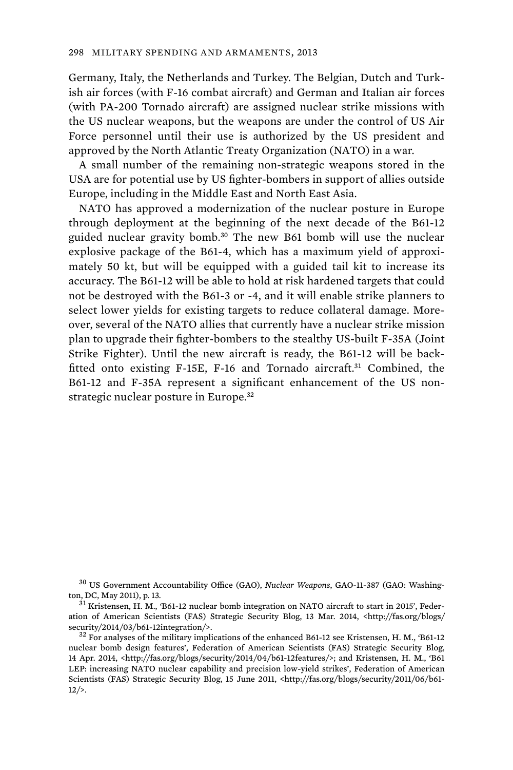Germany, Italy, the Netherlands and Turkey. The Belgian, Dutch and Turkish air forces (with F-16 combat aircraft) and German and Italian air forces (with PA-200 Tornado aircraft) are assigned nuclear strike missions with the US nuclear weapons, but the weapons are under the control of US Air Force personnel until their use is authorized by the US president and approved by the North Atlantic Treaty Organization (NATO) in a war.

A small number of the remaining non-strategic weapons stored in the USA are for potential use by US fighter-bombers in support of allies outside Europe, including in the Middle East and North East Asia.

NATO has approved a modernization of the nuclear posture in Europe through deployment at the beginning of the next decade of the B61-12 guided nuclear gravity bomb.[30] The new B61 bomb will use the nuclear explosive package of the B61-4, which has a maximum yield of approximately 50 kt, but will be equipped with a guided tail kit to increase its accuracy. The B61-12 will be able to hold at risk hardened targets that could not be destroyed with the B61-3 or -4, and it will enable strike planners to select lower yields for existing targets to reduce collateral damage. Moreover, several of the NATO allies that currently have a nuclear strike mission plan to upgrade their fighter-bombers to the stealthy US-built F-35A (Joint Strike Fighter). Until the new aircraft is ready, the B61-12 will be backfitted onto existing F-15E, F-16 and Tornado aircraft.[31] Combined, the B61-12 and F-35A represent a significant enhancement of the US non-strategic nuclear posture in Europe.[32]

[30] US Government Accountability Office (GAO), *Nuclear Weapons*, GAO-11-387 (GAO: Washington, DC, May 2011), p. 13.

[31] Kristensen, H. M., 'B61-12 nuclear bomb integration on NATO aircraft to start in 2015', Federation of American Scientists (FAS) Strategic Security Blog, 13 Mar. 2014, <http://fas.org/blogs/security/2014/03/b61-12integration/>.

[32] For analyses of the military implications of the enhanced B61-12 see Kristensen, H. M., 'B61-12 nuclear bomb design features', Federation of American Scientists (FAS) Strategic Security Blog, 14 Apr. 2014, <http://fas.org/blogs/security/2014/04/b61-12features/>; and Kristensen, H. M., 'B61 LEP: increasing NATO nuclear capability and precision low-yield strikes', Federation of American Scientists (FAS) Strategic Security Blog, 15 June 2011, <http://fas.org/blogs/security/2011/06/b61-12/>.